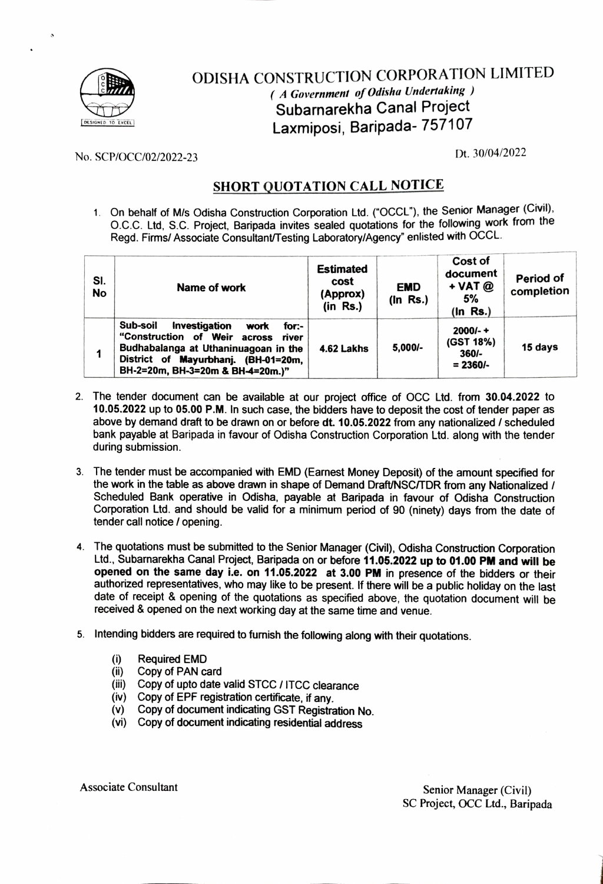# ODISHA CONSTRUCTION CORPORATION LIMITED

*( A Government of Odisha Undertaking )*

## Subarnarekha Canal Project
## Laxmiposi, Baripada- 757107

No. SCP/OCC/02/2022-23 Dt. 30/04/2022

## SHORT QUOTATION CALL NOTICE

1. On behalf of M/s Odisha Construction Corporation Ltd. ("OCCL"), the Senior Manager (Civil), O.C.C. Ltd, S.C. Project, Baripada invites sealed quotations for the following work from the Regd. Firms/ Associate Consultant/Testing Laboratory/Agency" enlisted with OCCL.

| Sl. No | Name of work | Estimated cost (Approx) (in Rs.) | EMD (In Rs.) | Cost of document + VAT @ 5% (In Rs.) | Period of completion |
|---|---|---|---|---|---|
| 1 | **Sub-soil Investigation work for:- "Construction of Weir across river Budhabalanga at Uthaninuagoan in the District of Mayurbhanj. (BH-01=20m, BH-2=20m, BH-3=20m & BH-4=20m.)"** | **4.62 Lakhs** | **5,000/-** | **2000/- + (GST 18%) 360/- = 2360/-** | **15 days** |

2. The tender document can be available at our project office of OCC Ltd. from **30.04.2022** to **10.05.2022** up to **05.00 P.M**. In such case, the bidders have to deposit the cost of tender paper as above by demand draft to be drawn on or before **dt. 10.05.2022** from any nationalized / scheduled bank payable at Baripada in favour of Odisha Construction Corporation Ltd. along with the tender during submission.

3. The tender must be accompanied with EMD (Earnest Money Deposit) of the amount specified for the work in the table as above drawn in shape of Demand Draft/NSC/TDR from any Nationalized / Scheduled Bank operative in Odisha, payable at Baripada in favour of Odisha Construction Corporation Ltd. and should be valid for a minimum period of 90 (ninety) days from the date of tender call notice / opening.

4. The quotations must be submitted to the Senior Manager (Civil), Odisha Construction Corporation Ltd., Subarnarekha Canal Project, Baripada on or before **11.05.2022 up to 01.00 PM and will be opened on the same day i.e. on 11.05.2022 at 3.00 PM** in presence of the bidders or their authorized representatives, who may like to be present. If there will be a public holiday on the last date of receipt & opening of the quotations as specified above, the quotation document will be received & opened on the next working day at the same time and venue.

5. Intending bidders are required to furnish the following along with their quotations.

   (i) Required EMD
   (ii) Copy of PAN card
   (iii) Copy of upto date valid STCC / ITCC clearance
   (iv) Copy of EPF registration certificate, if any.
   (v) Copy of document indicating GST Registration No.
   (vi) Copy of document indicating residential address

Associate Consultant

Senior Manager (Civil)
SC Project, OCC Ltd., Baripada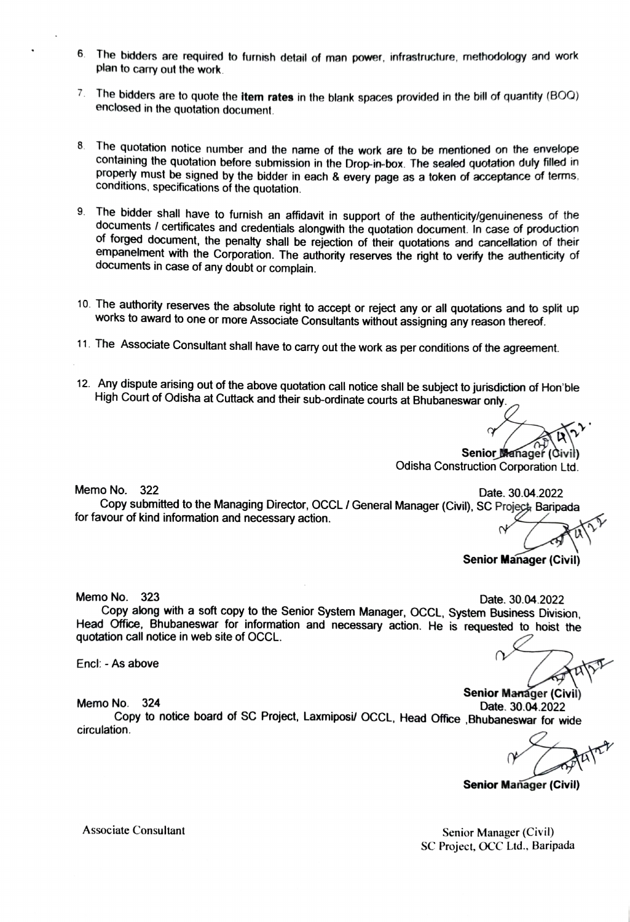6. The bidders are required to furnish detail of man power, infrastructure, methodology and work plan to carry out the work.

7. The bidders are to quote the **item rates** in the blank spaces provided in the bill of quantity (BOQ) enclosed in the quotation document.

8. The quotation notice number and the name of the work are to be mentioned on the envelope containing the quotation before submission in the Drop-in-box. The sealed quotation duly filled in properly must be signed by the bidder in each & every page as a token of acceptance of terms, conditions, specifications of the quotation.

9. The bidder shall have to furnish an affidavit in support of the authenticity/genuineness of the documents / certificates and credentials alongwith the quotation document. In case of production of forged document, the penalty shall be rejection of their quotations and cancellation of their empanelment with the Corporation. The authority reserves the right to verify the authenticity of documents in case of any doubt or complain.

10. The authority reserves the absolute right to accept or reject any or all quotations and to split up works to award to one or more Associate Consultants without assigning any reason thereof.

11. The Associate Consultant shall have to carry out the work as per conditions of the agreement.

12. Any dispute arising out of the above quotation call notice shall be subject to jurisdiction of Hon'ble High Court of Odisha at Cuttack and their sub-ordinate courts at Bhubaneswar only.

**Senior Manager (Civil)**
Odisha Construction Corporation Ltd.

Memo No. 322 Date. 30.04.2022

Copy submitted to the Managing Director, OCCL / General Manager (Civil), SC Project, Baripada for favour of kind information and necessary action.

**Senior Manager (Civil)**

Memo No. 323 Date. 30.04.2022

Copy along with a soft copy to the Senior System Manager, OCCL, System Business Division, Head Office, Bhubaneswar for information and necessary action. He is requested to hoist the quotation call notice in web site of OCCL.

Encl: - As above

**Senior Manager (Civil)**

Memo No. 324 Date. 30.04.2022

Copy to notice board of SC Project, Laxmiposi/ OCCL, Head Office ,Bhubaneswar for wide circulation.

**Senior Manager (Civil)**

Associate Consultant

Senior Manager (Civil)
SC Project, OCC Ltd., Baripada